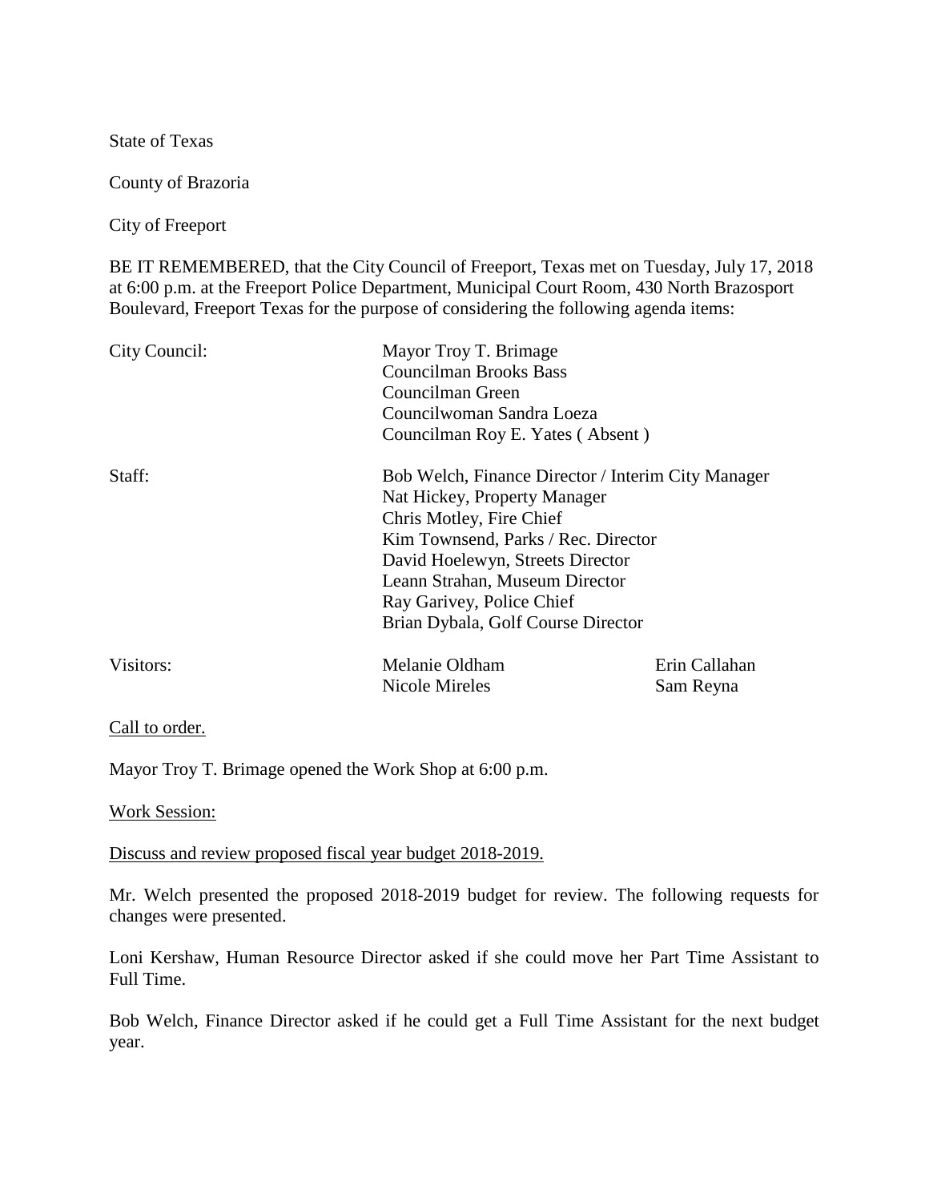State of Texas

County of Brazoria

City of Freeport

BE IT REMEMBERED, that the City Council of Freeport, Texas met on Tuesday, July 17, 2018 at 6:00 p.m. at the Freeport Police Department, Municipal Court Room, 430 North Brazosport Boulevard, Freeport Texas for the purpose of considering the following agenda items:

| | | |
|---|---|---|
| City Council: | Mayor Troy T. Brimage<br>Councilman Brooks Bass<br>Councilman Green<br>Councilwoman Sandra Loeza<br>Councilman Roy E. Yates ( Absent ) | |
| Staff: | Bob Welch, Finance Director / Interim City Manager<br>Nat Hickey, Property Manager<br>Chris Motley, Fire Chief<br>Kim Townsend, Parks / Rec. Director<br>David Hoelewyn, Streets Director<br>Leann Strahan, Museum Director<br>Ray Garivey, Police Chief<br>Brian Dybala, Golf Course Director | |
| Visitors: | Melanie Oldham<br>Nicole Mireles | Erin Callahan<br>Sam Reyna |

Call to order.

Mayor Troy T. Brimage opened the Work Shop at 6:00 p.m.

Work Session:

Discuss and review proposed fiscal year budget 2018-2019.

Mr. Welch presented the proposed 2018-2019 budget for review. The following requests for changes were presented.

Loni Kershaw, Human Resource Director asked if she could move her Part Time Assistant to Full Time.

Bob Welch, Finance Director asked if he could get a Full Time Assistant for the next budget year.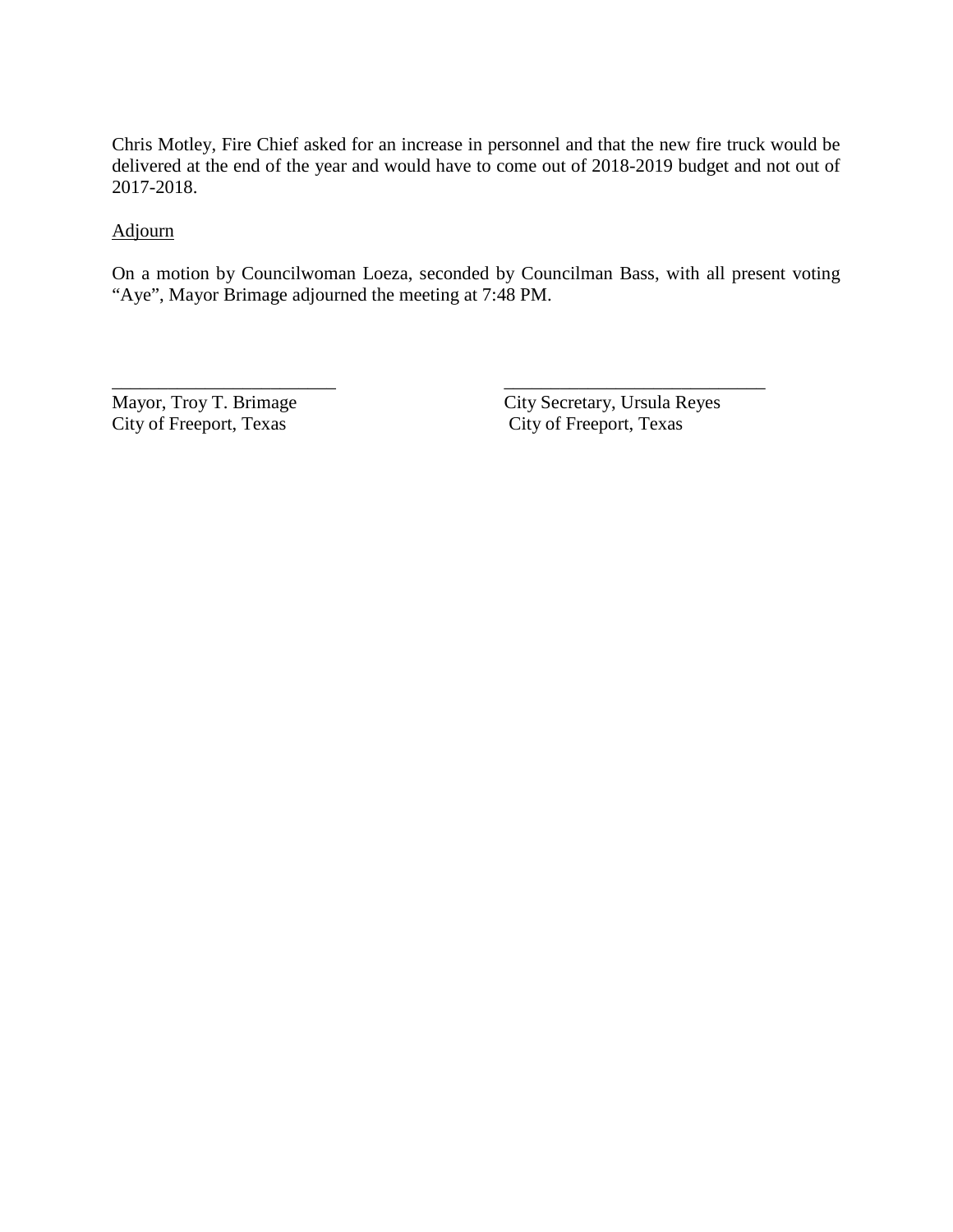Chris Motley, Fire Chief asked for an increase in personnel and that the new fire truck would be delivered at the end of the year and would have to come out of 2018-2019 budget and not out of 2017-2018.

Adjourn

On a motion by Councilwoman Loeza, seconded by Councilman Bass, with all present voting "Aye", Mayor Brimage adjourned the meeting at 7:48 PM.

| | |
|---|---|
| ________________________ | ____________________________ |
| Mayor, Troy T. Brimage | City Secretary, Ursula Reyes |
| City of Freeport, Texas | City of Freeport, Texas |